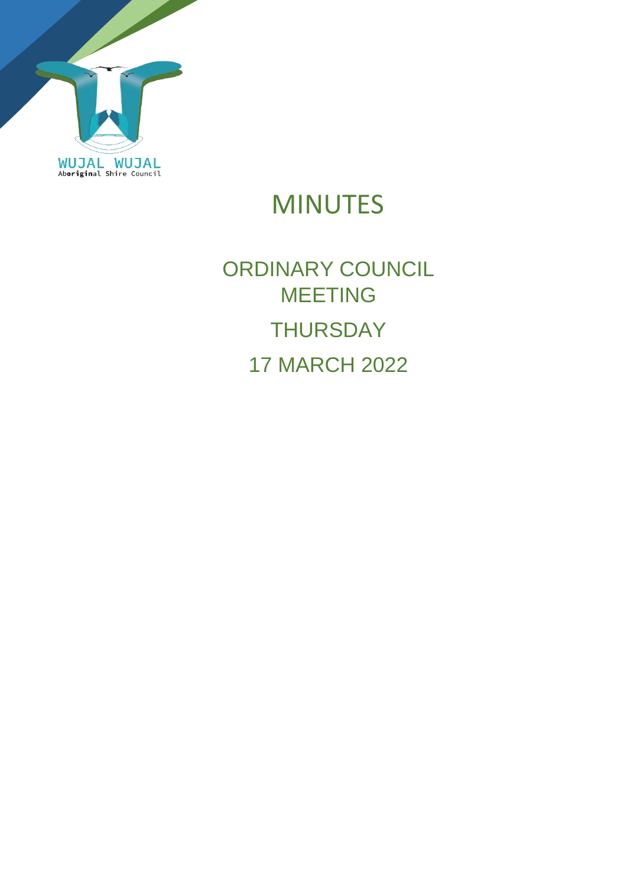WUJAL WUJAL
Aboriginal Shire Council

# MINUTES

## ORDINARY COUNCIL MEETING

## THURSDAY

## 17 MARCH 2022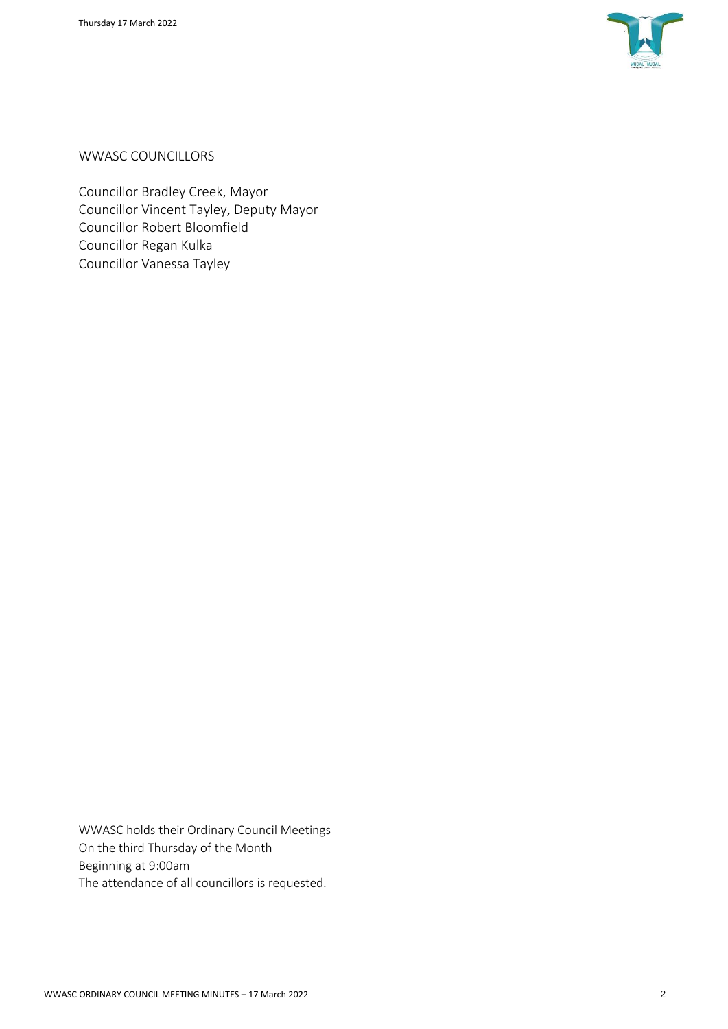WWASC COUNCILLORS

Councillor Bradley Creek, Mayor
Councillor Vincent Tayley, Deputy Mayor
Councillor Robert Bloomfield
Councillor Regan Kulka
Councillor Vanessa Tayley

WWASC holds their Ordinary Council Meetings
On the third Thursday of the Month
Beginning at 9:00am
The attendance of all councillors is requested.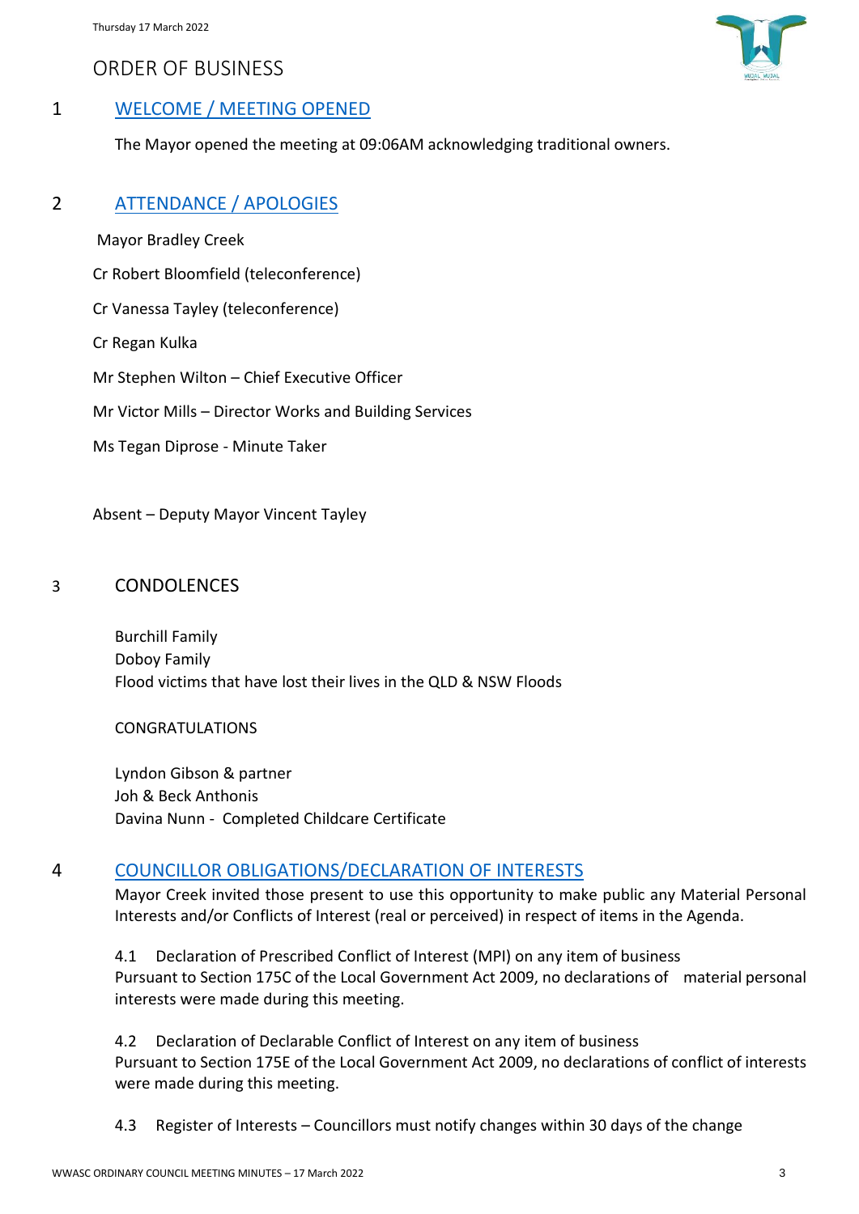## ORDER OF BUSINESS

## 1 WELCOME / MEETING OPENED

The Mayor opened the meeting at 09:06AM acknowledging traditional owners.

## 2 ATTENDANCE / APOLOGIES

Mayor Bradley Creek

Cr Robert Bloomfield (teleconference)

Cr Vanessa Tayley (teleconference)

Cr Regan Kulka

Mr Stephen Wilton – Chief Executive Officer

Mr Victor Mills – Director Works and Building Services

Ms Tegan Diprose - Minute Taker

Absent – Deputy Mayor Vincent Tayley

## 3 CONDOLENCES

Burchill Family
Doboy Family
Flood victims that have lost their lives in the QLD & NSW Floods

CONGRATULATIONS

Lyndon Gibson & partner
Joh & Beck Anthonis
Davina Nunn - Completed Childcare Certificate

## 4 COUNCILLOR OBLIGATIONS/DECLARATION OF INTERESTS

Mayor Creek invited those present to use this opportunity to make public any Material Personal Interests and/or Conflicts of Interest (real or perceived) in respect of items in the Agenda.

4.1 Declaration of Prescribed Conflict of Interest (MPI) on any item of business
Pursuant to Section 175C of the Local Government Act 2009, no declarations of material personal interests were made during this meeting.

4.2 Declaration of Declarable Conflict of Interest on any item of business
Pursuant to Section 175E of the Local Government Act 2009, no declarations of conflict of interests were made during this meeting.

4.3 Register of Interests – Councillors must notify changes within 30 days of the change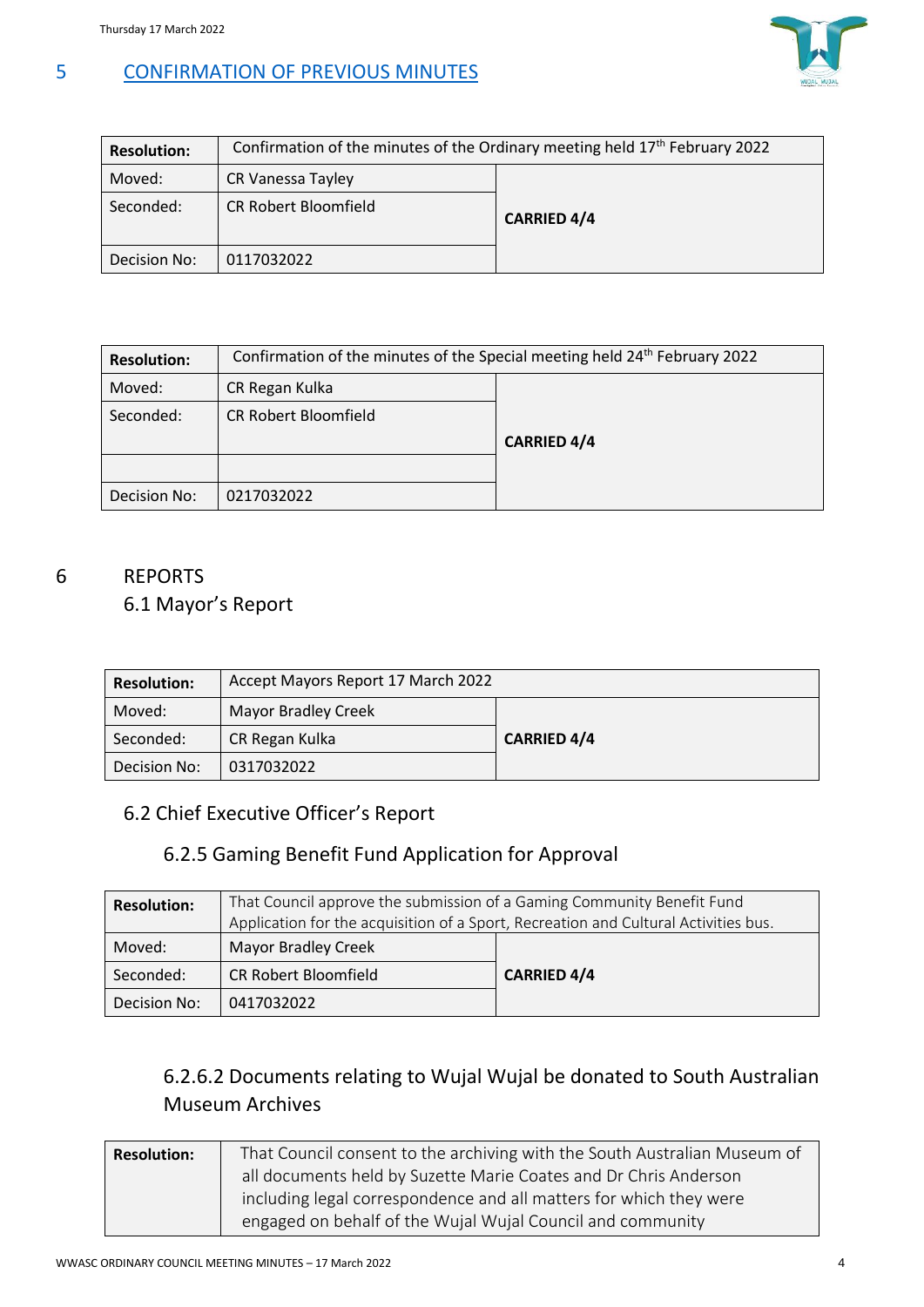## 5 CONFIRMATION OF PREVIOUS MINUTES

| **Resolution:** | Confirmation of the minutes of the Ordinary meeting held 17th February 2022 | |
|---|---|---|
| Moved: | CR Vanessa Tayley | **CARRIED 4/4** |
| Seconded: | CR Robert Bloomfield | |
| Decision No: | 0117032022 | |

| **Resolution:** | Confirmation of the minutes of the Special meeting held 24th February 2022 | |
|---|---|---|
| Moved: | CR Regan Kulka | **CARRIED 4/4** |
| Seconded: | CR Robert Bloomfield | |
| | | |
| Decision No: | 0217032022 | |

## 6 REPORTS

### 6.1 Mayor's Report

| **Resolution:** | Accept Mayors Report 17 March 2022 | |
|---|---|---|
| Moved: | Mayor Bradley Creek | **CARRIED 4/4** |
| Seconded: | CR Regan Kulka | |
| Decision No: | 0317032022 | |

### 6.2 Chief Executive Officer's Report

#### 6.2.5 Gaming Benefit Fund Application for Approval

| **Resolution:** | That Council approve the submission of a Gaming Community Benefit Fund Application for the acquisition of a Sport, Recreation and Cultural Activities bus. | |
|---|---|---|
| Moved: | Mayor Bradley Creek | **CARRIED 4/4** |
| Seconded: | CR Robert Bloomfield | |
| Decision No: | 0417032022 | |

#### 6.2.6.2 Documents relating to Wujal Wujal be donated to South Australian Museum Archives

| **Resolution:** | That Council consent to the archiving with the South Australian Museum of all documents held by Suzette Marie Coates and Dr Chris Anderson including legal correspondence and all matters for which they were engaged on behalf of the Wujal Wujal Council and community |
|---|---|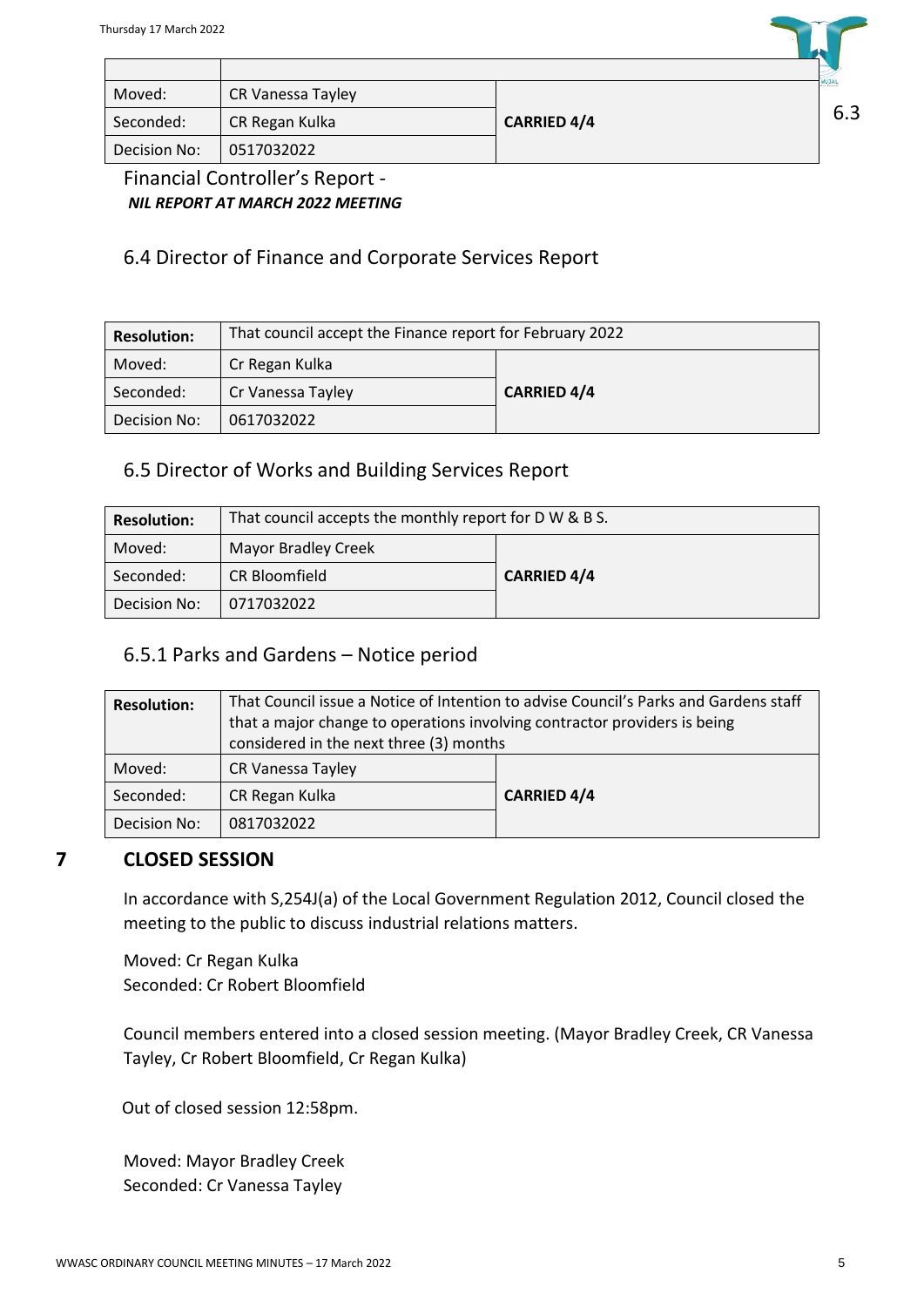| | |
|---|---|
| Moved: | CR Vanessa Tayley | |
| Seconded: | CR Regan Kulka | **CARRIED 4/4** |
| Decision No: | 0517032022 | |

6.3 Financial Controller's Report -
***NIL REPORT AT MARCH 2022 MEETING***

## 6.4 Director of Finance and Corporate Services Report

| **Resolution:** | That council accept the Finance report for February 2022 | |
|---|---|---|
| Moved: | Cr Regan Kulka | |
| Seconded: | Cr Vanessa Tayley | **CARRIED 4/4** |
| Decision No: | 0617032022 | |

## 6.5 Director of Works and Building Services Report

| **Resolution:** | That council accepts the monthly report for D W & B S. | |
|---|---|---|
| Moved: | Mayor Bradley Creek | |
| Seconded: | CR Bloomfield | **CARRIED 4/4** |
| Decision No: | 0717032022 | |

## 6.5.1 Parks and Gardens – Notice period

| **Resolution:** | That Council issue a Notice of Intention to advise Council's Parks and Gardens staff that a major change to operations involving contractor providers is being considered in the next three (3) months | |
|---|---|---|
| Moved: | CR Vanessa Tayley | |
| Seconded: | CR Regan Kulka | **CARRIED 4/4** |
| Decision No: | 0817032022 | |

# 7 CLOSED SESSION

In accordance with S,254J(a) of the Local Government Regulation 2012, Council closed the meeting to the public to discuss industrial relations matters.

Moved: Cr Regan Kulka
Seconded: Cr Robert Bloomfield

Council members entered into a closed session meeting. (Mayor Bradley Creek, CR Vanessa Tayley, Cr Robert Bloomfield, Cr Regan Kulka)

Out of closed session 12:58pm.

Moved: Mayor Bradley Creek
Seconded: Cr Vanessa Tayley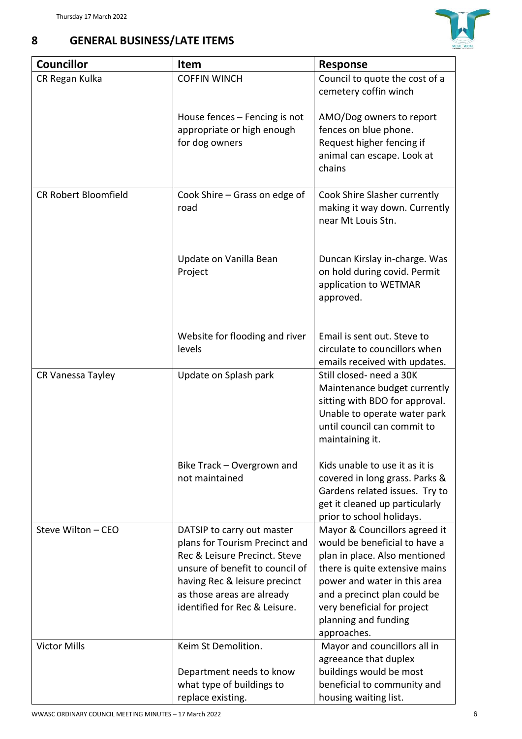## 8 GENERAL BUSINESS/LATE ITEMS

| Councillor | Item | Response |
|---|---|---|
| CR Regan Kulka | COFFIN WINCH | Council to quote the cost of a cemetery coffin winch |
| | House fences – Fencing is not appropriate or high enough for dog owners | AMO/Dog owners to report fences on blue phone. Request higher fencing if animal can escape. Look at chains |
| CR Robert Bloomfield | Cook Shire – Grass on edge of road | Cook Shire Slasher currently making it way down. Currently near Mt Louis Stn. |
| | Update on Vanilla Bean Project | Duncan Kirslay in-charge. Was on hold during covid. Permit application to WETMAR approved. |
| | Website for flooding and river levels | Email is sent out. Steve to circulate to councillors when emails received with updates. |
| CR Vanessa Tayley | Update on Splash park | Still closed- need a 30K Maintenance budget currently sitting with BDO for approval. Unable to operate water park until council can commit to maintaining it. |
| | Bike Track – Overgrown and not maintained | Kids unable to use it as it is covered in long grass. Parks & Gardens related issues. Try to get it cleaned up particularly prior to school holidays. |
| Steve Wilton – CEO | DATSIP to carry out master plans for Tourism Precinct and Rec & Leisure Precinct. Steve unsure of benefit to council of having Rec & leisure precinct as those areas are already identified for Rec & Leisure. | Mayor & Councillors agreed it would be beneficial to have a plan in place. Also mentioned there is quite extensive mains power and water in this area and a precinct plan could be very beneficial for project planning and funding approaches. |
| Victor Mills | Keim St Demolition.<br><br>Department needs to know what type of buildings to replace existing. | Mayor and councillors all in agreeance that duplex buildings would be most beneficial to community and housing waiting list. |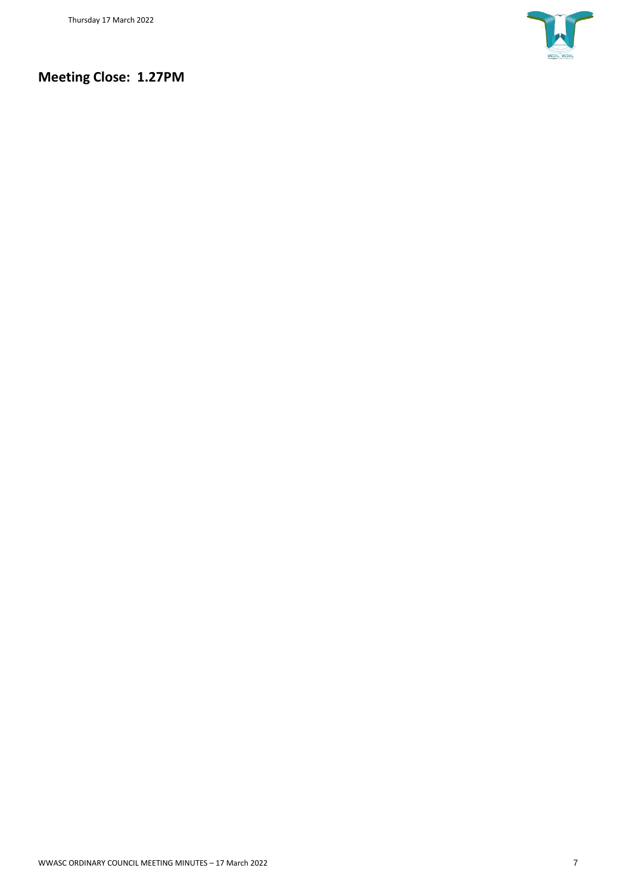## Meeting Close: 1.27PM